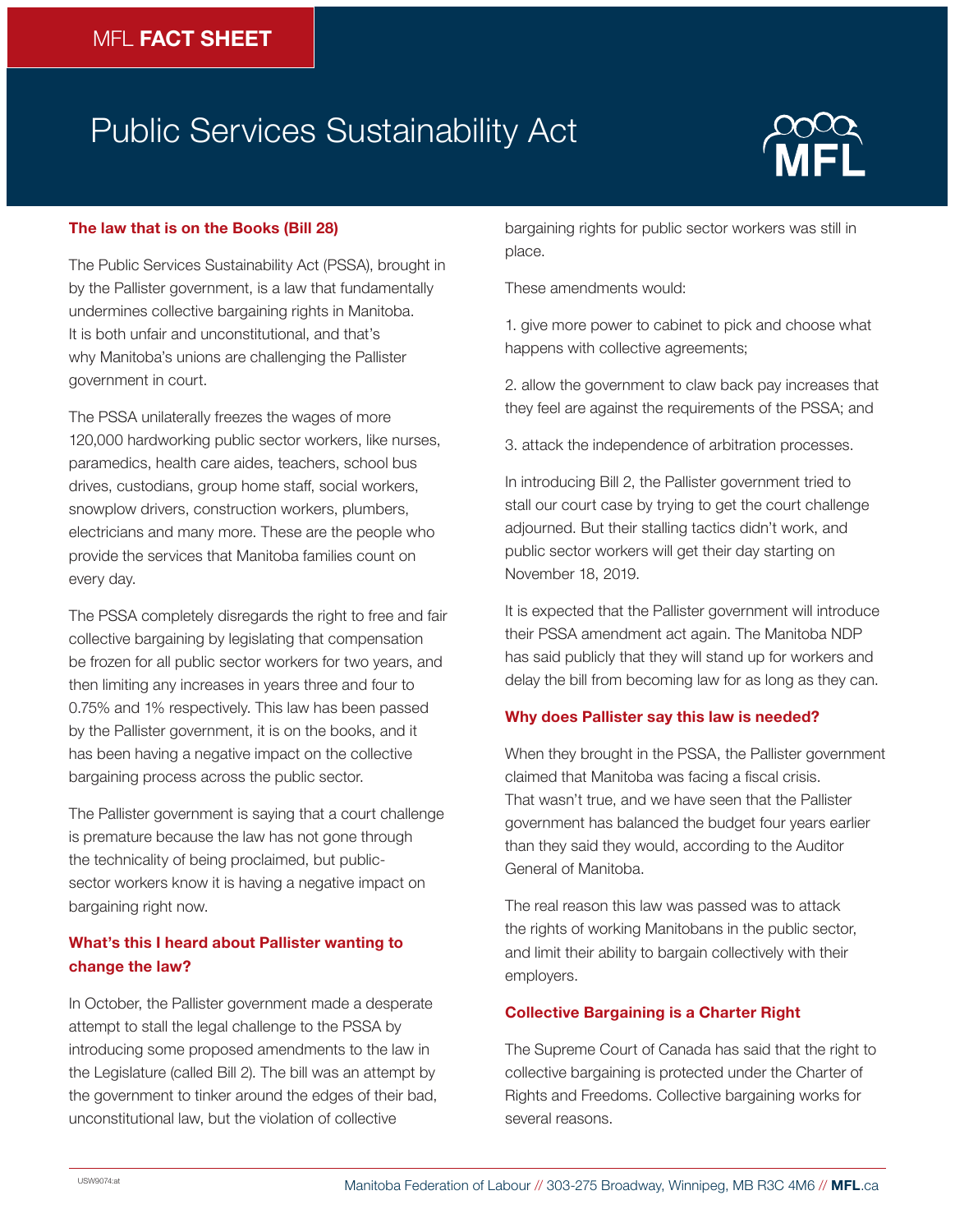MFL **FACT SHEET**

# Public Services Sustainability Act

### The law that is on the Books (Bill 28)

The Public Services Sustainability Act (PSSA), brought in by the Pallister government, is a law that fundamentally undermines collective bargaining rights in Manitoba. It is both unfair and unconstitutional, and that's why Manitoba's unions are challenging the Pallister government in court.

The PSSA unilaterally freezes the wages of more 120,000 hardworking public sector workers, like nurses, paramedics, health care aides, teachers, school bus drives, custodians, group home staff, social workers, snowplow drivers, construction workers, plumbers, electricians and many more. These are the people who provide the services that Manitoba families count on every day.

The PSSA completely disregards the right to free and fair collective bargaining by legislating that compensation be frozen for all public sector workers for two years, and then limiting any increases in years three and four to 0.75% and 1% respectively. This law has been passed by the Pallister government, it is on the books, and it has been having a negative impact on the collective bargaining process across the public sector.

The Pallister government is saying that a court challenge is premature because the law has not gone through the technicality of being proclaimed, but public-sector workers know it is having a negative impact on bargaining right now.

### What's this I heard about Pallister wanting to change the law?

In October, the Pallister government made a desperate attempt to stall the legal challenge to the PSSA by introducing some proposed amendments to the law in the Legislature (called Bill 2). The bill was an attempt by the government to tinker around the edges of their bad, unconstitutional law, but the violation of collective bargaining rights for public sector workers was still in place.

These amendments would:

1. give more power to cabinet to pick and choose what happens with collective agreements;

2. allow the government to claw back pay increases that they feel are against the requirements of the PSSA; and

3. attack the independence of arbitration processes.

In introducing Bill 2, the Pallister government tried to stall our court case by trying to get the court challenge adjourned. But their stalling tactics didn't work, and public sector workers will get their day starting on November 18, 2019.

It is expected that the Pallister government will introduce their PSSA amendment act again. The Manitoba NDP has said publicly that they will stand up for workers and delay the bill from becoming law for as long as they can.

### Why does Pallister say this law is needed?

When they brought in the PSSA, the Pallister government claimed that Manitoba was facing a fiscal crisis. That wasn't true, and we have seen that the Pallister government has balanced the budget four years earlier than they said they would, according to the Auditor General of Manitoba.

The real reason this law was passed was to attack the rights of working Manitobans in the public sector, and limit their ability to bargain collectively with their employers.

### Collective Bargaining is a Charter Right

The Supreme Court of Canada has said that the right to collective bargaining is protected under the Charter of Rights and Freedoms. Collective bargaining works for several reasons.

USW9074:at

Manitoba Federation of Labour // 303-275 Broadway, Winnipeg, MB R3C 4M6 // **MFL**.ca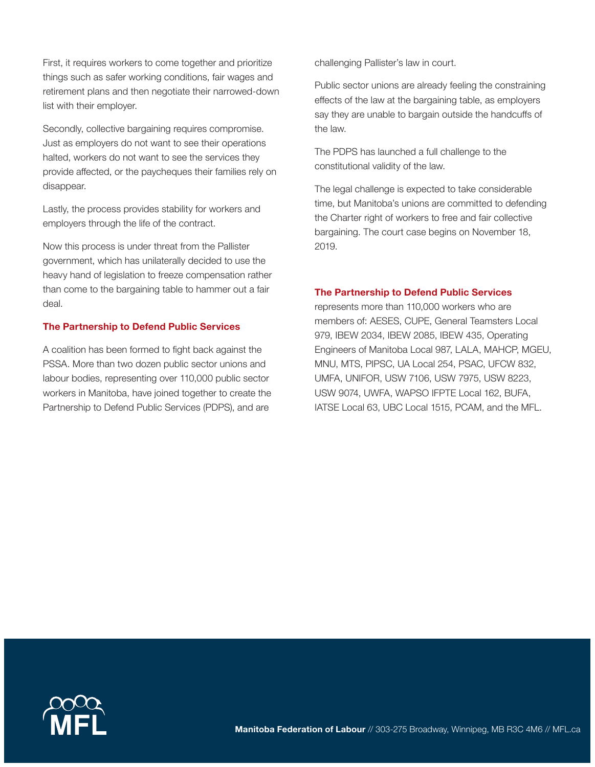First, it requires workers to come together and prioritize things such as safer working conditions, fair wages and retirement plans and then negotiate their narrowed-down list with their employer.

Secondly, collective bargaining requires compromise. Just as employers do not want to see their operations halted, workers do not want to see the services they provide affected, or the paycheques their families rely on disappear.

Lastly, the process provides stability for workers and employers through the life of the contract.

Now this process is under threat from the Pallister government, which has unilaterally decided to use the heavy hand of legislation to freeze compensation rather than come to the bargaining table to hammer out a fair deal.

### The Partnership to Defend Public Services

A coalition has been formed to fight back against the PSSA. More than two dozen public sector unions and labour bodies, representing over 110,000 public sector workers in Manitoba, have joined together to create the Partnership to Defend Public Services (PDPS), and are challenging Pallister's law in court.

Public sector unions are already feeling the constraining effects of the law at the bargaining table, as employers say they are unable to bargain outside the handcuffs of the law.

The PDPS has launched a full challenge to the constitutional validity of the law.

The legal challenge is expected to take considerable time, but Manitoba's unions are committed to defending the Charter right of workers to free and fair collective bargaining. The court case begins on November 18, 2019.

**The Partnership to Defend Public Services** represents more than 110,000 workers who are members of: AESES, CUPE, General Teamsters Local 979, IBEW 2034, IBEW 2085, IBEW 435, Operating Engineers of Manitoba Local 987, LALA, MAHCP, MGEU, MNU, MTS, PIPSC, UA Local 254, PSAC, UFCW 832, UMFA, UNIFOR, USW 7106, USW 7975, USW 8223, USW 9074, UWFA, WAPSO IFPTE Local 162, BUFA, IATSE Local 63, UBC Local 1515, PCAM, and the MFL.

MFL

**Manitoba Federation of Labour** // 303-275 Broadway, Winnipeg, MB R3C 4M6 // MFL.ca